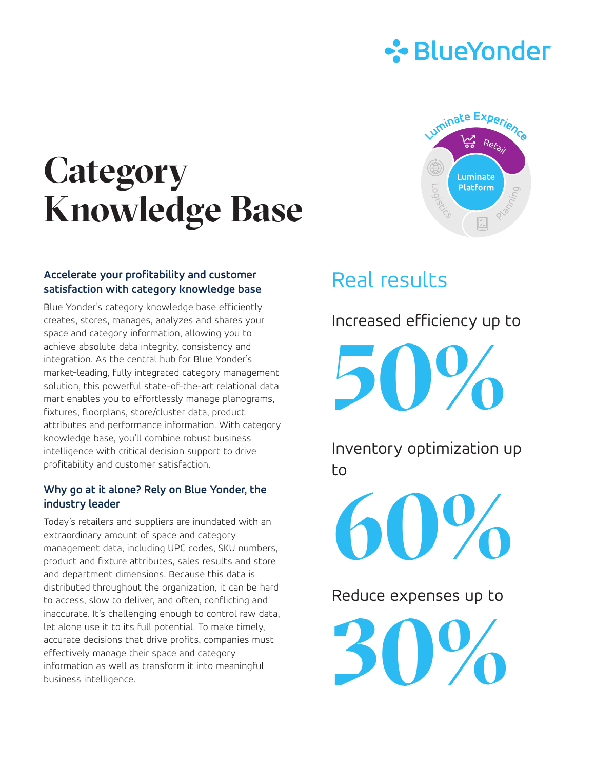# Category Knowledge Base

### Accelerate your profitability and customer satisfaction with category knowledge base

Blue Yonder's category knowledge base efficiently creates, stores, manages, analyzes and shares your space and category information, allowing you to achieve absolute data integrity, consistency and integration. As the central hub for Blue Yonder's market-leading, fully integrated category management solution, this powerful state-of-the-art relational data mart enables you to effortlessly manage planograms, fixtures, floorplans, store/cluster data, product attributes and performance information. With category knowledge base, you'll combine robust business intelligence with critical decision support to drive profitability and customer satisfaction.

### Why go at it alone? Rely on Blue Yonder, the industry leader

Today's retailers and suppliers are inundated with an extraordinary amount of space and category management data, including UPC codes, SKU numbers, product and fixture attributes, sales results and store and department dimensions. Because this data is distributed throughout the organization, it can be hard to access, slow to deliver, and often, conflicting and inaccurate. It's challenging enough to control raw data, let alone use it to its full potential. To make timely, accurate decisions that drive profits, companies must effectively manage their space and category information as well as transform it into meaningful business intelligence.

## Real results

Increased efficiency up to

**50%**

Inventory optimization up to

**60%**

Reduce expenses up to

**30%**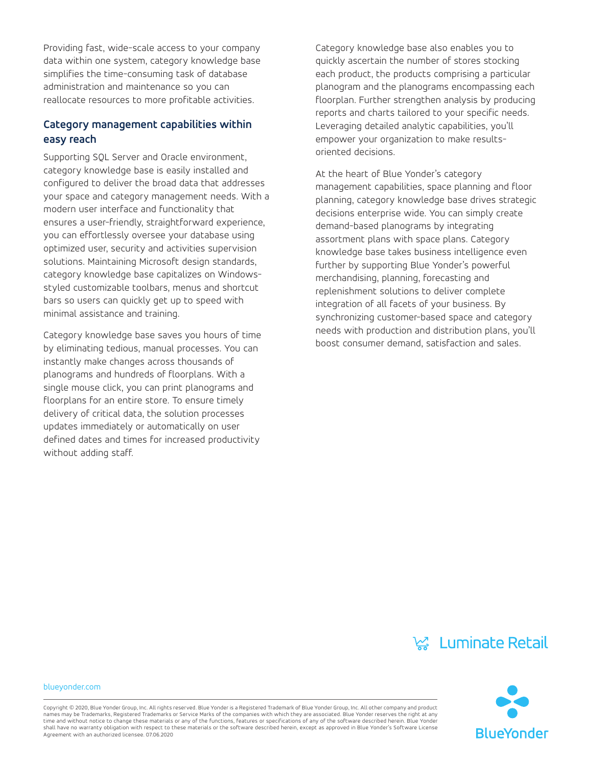Providing fast, wide-scale access to your company data within one system, category knowledge base simplifies the time-consuming task of database administration and maintenance so you can reallocate resources to more profitable activities.

## Category management capabilities within easy reach

Supporting SQL Server and Oracle environment, category knowledge base is easily installed and configured to deliver the broad data that addresses your space and category management needs. With a modern user interface and functionality that ensures a user-friendly, straightforward experience, you can effortlessly oversee your database using optimized user, security and activities supervision solutions. Maintaining Microsoft design standards, category knowledge base capitalizes on Windows-styled customizable toolbars, menus and shortcut bars so users can quickly get up to speed with minimal assistance and training.

Category knowledge base saves you hours of time by eliminating tedious, manual processes. You can instantly make changes across thousands of planograms and hundreds of floorplans. With a single mouse click, you can print planograms and floorplans for an entire store. To ensure timely delivery of critical data, the solution processes updates immediately or automatically on user defined dates and times for increased productivity without adding staff.

Category knowledge base also enables you to quickly ascertain the number of stores stocking each product, the products comprising a particular planogram and the planograms encompassing each floorplan. Further strengthen analysis by producing reports and charts tailored to your specific needs. Leveraging detailed analytic capabilities, you'll empower your organization to make results-oriented decisions.

At the heart of Blue Yonder's category management capabilities, space planning and floor planning, category knowledge base drives strategic decisions enterprise wide. You can simply create demand-based planograms by integrating assortment plans with space plans. Category knowledge base takes business intelligence even further by supporting Blue Yonder's powerful merchandising, planning, forecasting and replenishment solutions to deliver complete integration of all facets of your business. By synchronizing customer-based space and category needs with production and distribution plans, you'll boost consumer demand, satisfaction and sales.

Luminate Retail

blueyonder.com

Copyright © 2020, Blue Yonder Group, Inc. All rights reserved. Blue Yonder is a Registered Trademark of Blue Yonder Group, Inc. All other company and product names may be Trademarks, Registered Trademarks or Service Marks of the companies with which they are associated. Blue Yonder reserves the right at any time and without notice to change these materials or any of the functions, features or specifications of any of the software described herein. Blue Yonder shall have no warranty obligation with respect to these materials or the software described herein, except as approved in Blue Yonder's Software License Agreement with an authorized licensee. 07.06.2020

BlueYonder